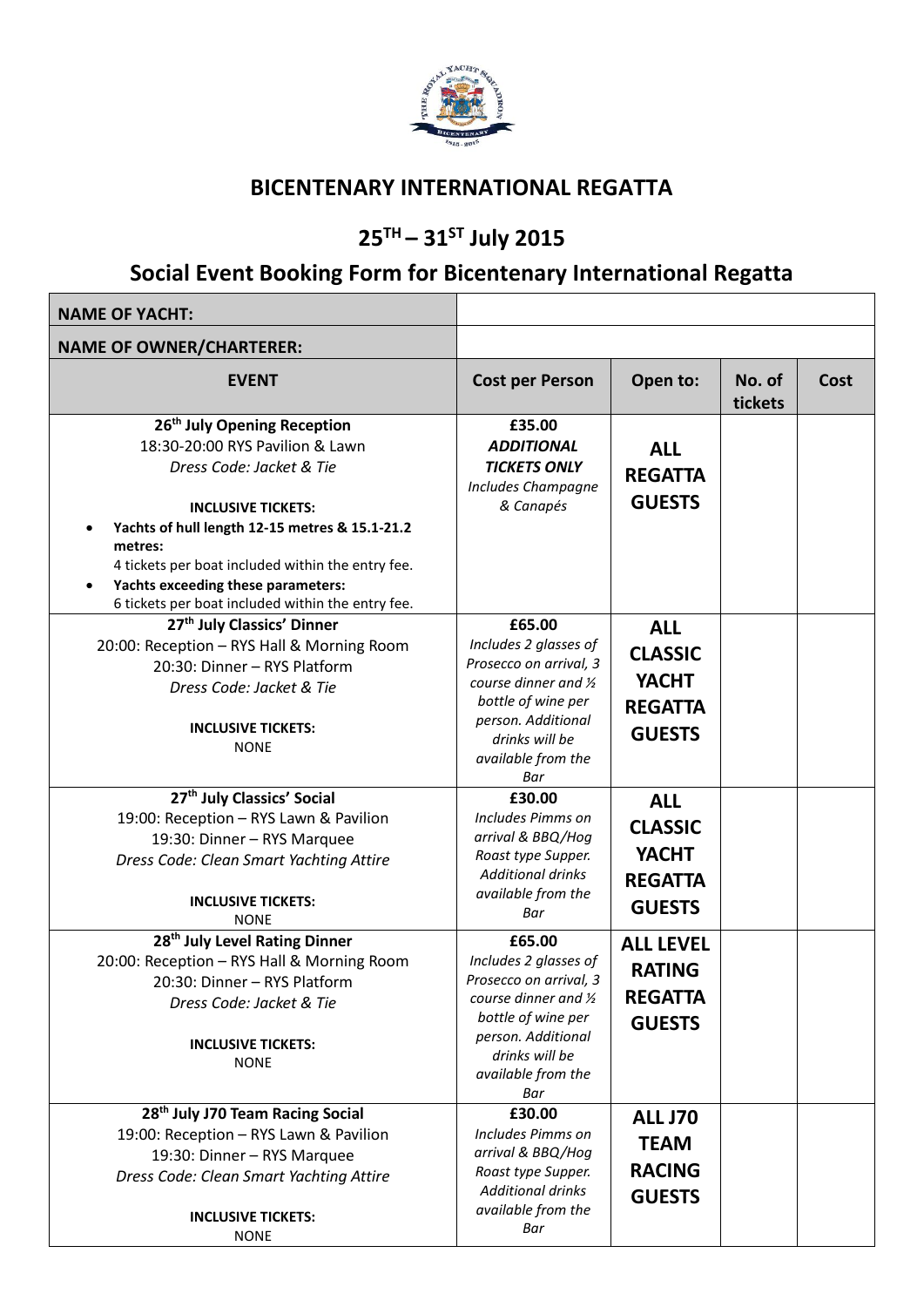# BICENTENARY INTERNATIONAL REGATTA

## 25TH – 31ST July 2015

## Social Event Booking Form for Bicentenary International Regatta

| **NAME OF YACHT:** | | | | |
|---|---|---|---|---|
| **NAME OF OWNER/CHARTERER:** | | | | |
| **EVENT** | **Cost per Person** | **Open to:** | **No. of tickets** | **Cost** |
| **26th July Opening Reception**<br>18:30-20:00 RYS Pavilion & Lawn<br>*Dress Code: Jacket & Tie*<br><br>**INCLUSIVE TICKETS:**<br>• **Yachts of hull length 12-15 metres & 15.1-21.2 metres:** 4 tickets per boat included within the entry fee.<br>• **Yachts exceeding these parameters:** 6 tickets per boat included within the entry fee. | **£35.00**<br>***ADDITIONAL TICKETS ONLY***<br>*Includes Champagne & Canapés* | **ALL REGATTA GUESTS** | | |
| **27th July Classics' Dinner**<br>20:00: Reception – RYS Hall & Morning Room<br>20:30: Dinner – RYS Platform<br>*Dress Code: Jacket & Tie*<br><br>**INCLUSIVE TICKETS:**<br>NONE | **£65.00**<br>*Includes 2 glasses of Prosecco on arrival, 3 course dinner and ½ bottle of wine per person. Additional drinks will be available from the Bar* | **ALL CLASSIC YACHT REGATTA GUESTS** | | |
| **27th July Classics' Social**<br>19:00: Reception – RYS Lawn & Pavilion<br>19:30: Dinner – RYS Marquee<br>*Dress Code: Clean Smart Yachting Attire*<br><br>**INCLUSIVE TICKETS:**<br>NONE | **£30.00**<br>*Includes Pimms on arrival & BBQ/Hog Roast type Supper. Additional drinks available from the Bar* | **ALL CLASSIC YACHT REGATTA GUESTS** | | |
| **28th July Level Rating Dinner**<br>20:00: Reception – RYS Hall & Morning Room<br>20:30: Dinner – RYS Platform<br>*Dress Code: Jacket & Tie*<br><br>**INCLUSIVE TICKETS:**<br>NONE | **£65.00**<br>*Includes 2 glasses of Prosecco on arrival, 3 course dinner and ½ bottle of wine per person. Additional drinks will be available from the Bar* | **ALL LEVEL RATING REGATTA GUESTS** | | |
| **28th July J70 Team Racing Social**<br>19:00: Reception – RYS Lawn & Pavilion<br>19:30: Dinner – RYS Marquee<br>*Dress Code: Clean Smart Yachting Attire*<br><br>**INCLUSIVE TICKETS:**<br>NONE | **£30.00**<br>*Includes Pimms on arrival & BBQ/Hog Roast type Supper. Additional drinks available from the Bar* | **ALL J70 TEAM RACING GUESTS** | | |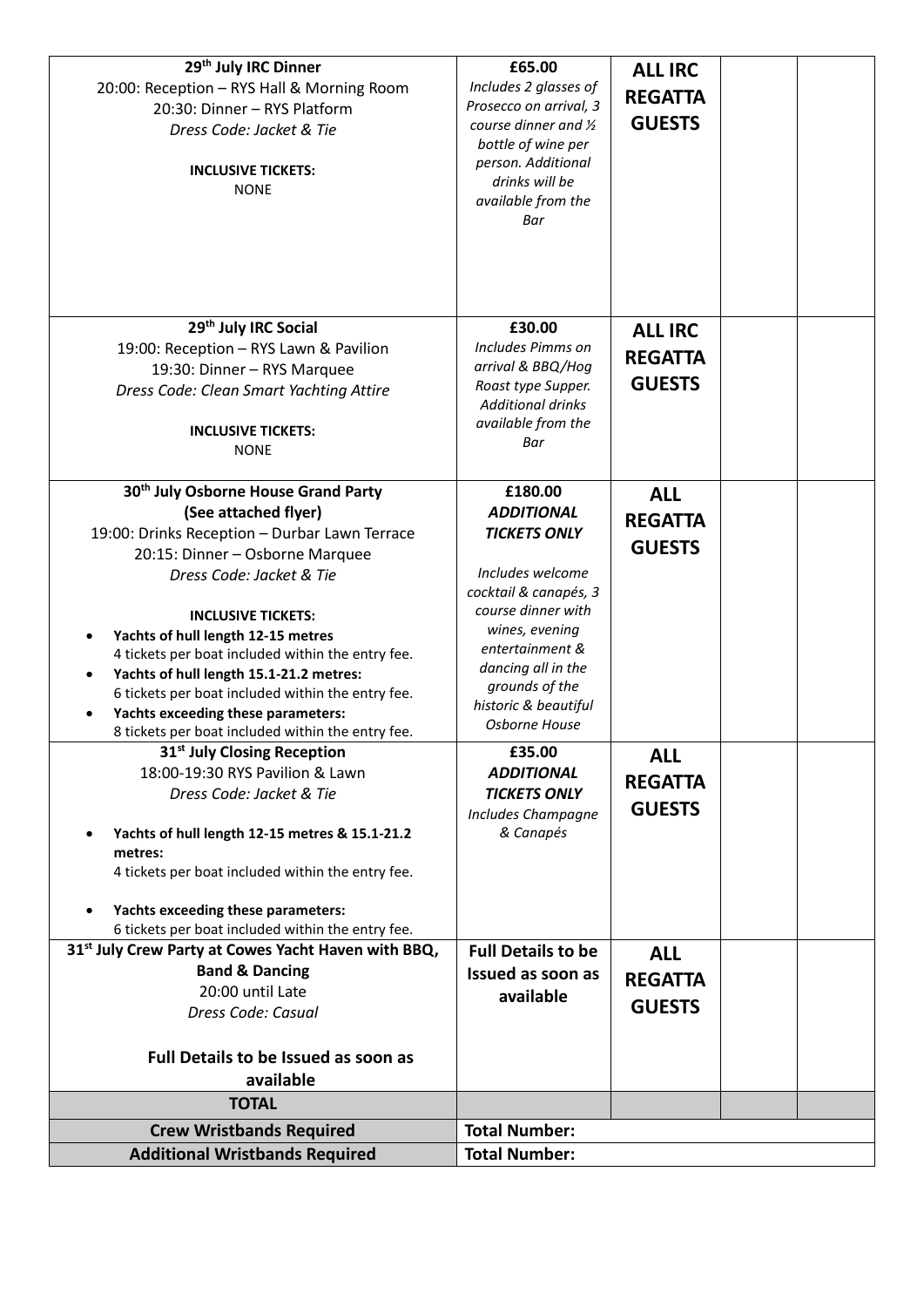| | | | | |
|---|---|---|---|---|
| **29th July IRC Dinner**<br>20:00: Reception – RYS Hall & Morning Room<br>20:30: Dinner – RYS Platform<br>*Dress Code: Jacket & Tie*<br><br>**INCLUSIVE TICKETS:**<br>NONE | **£65.00**<br>*Includes 2 glasses of Prosecco on arrival, 3 course dinner and ½ bottle of wine per person. Additional drinks will be available from the Bar* | **ALL IRC REGATTA GUESTS** | | |
| **29th July IRC Social**<br>19:00: Reception – RYS Lawn & Pavilion<br>19:30: Dinner – RYS Marquee<br>*Dress Code: Clean Smart Yachting Attire*<br><br>**INCLUSIVE TICKETS:**<br>NONE | **£30.00**<br>*Includes Pimms on arrival & BBQ/Hog Roast type Supper. Additional drinks available from the Bar* | **ALL IRC REGATTA GUESTS** | | |
| **30th July Osborne House Grand Party**<br>**(See attached flyer)**<br>19:00: Drinks Reception – Durbar Lawn Terrace<br>20:15: Dinner – Osborne Marquee<br>*Dress Code: Jacket & Tie*<br><br>**INCLUSIVE TICKETS:**<br>• **Yachts of hull length 12-15 metres**<br>4 tickets per boat included within the entry fee.<br>• **Yachts of hull length 15.1-21.2 metres:**<br>6 tickets per boat included within the entry fee.<br>• **Yachts exceeding these parameters:**<br>8 tickets per boat included within the entry fee. | **£180.00**<br>***ADDITIONAL TICKETS ONLY***<br><br>*Includes welcome cocktail & canapés, 3 course dinner with wines, evening entertainment & dancing all in the grounds of the historic & beautiful Osborne House* | **ALL REGATTA GUESTS** | | |
| **31st July Closing Reception**<br>18:00-19:30 RYS Pavilion & Lawn<br>*Dress Code: Jacket & Tie*<br><br>• **Yachts of hull length 12-15 metres & 15.1-21.2 metres:**<br>4 tickets per boat included within the entry fee.<br><br>• **Yachts exceeding these parameters:**<br>6 tickets per boat included within the entry fee. | **£35.00**<br>***ADDITIONAL TICKETS ONLY***<br>*Includes Champagne & Canapés* | **ALL REGATTA GUESTS** | | |
| **31st July Crew Party at Cowes Yacht Haven with BBQ, Band & Dancing**<br>20:00 until Late<br>*Dress Code: Casual*<br><br>**Full Details to be Issued as soon as available** | **Full Details to be Issued as soon as available** | **ALL REGATTA GUESTS** | | |
| **TOTAL** | | | | |
| **Crew Wristbands Required** | **Total Number:** | | | |
| **Additional Wristbands Required** | **Total Number:** | | | |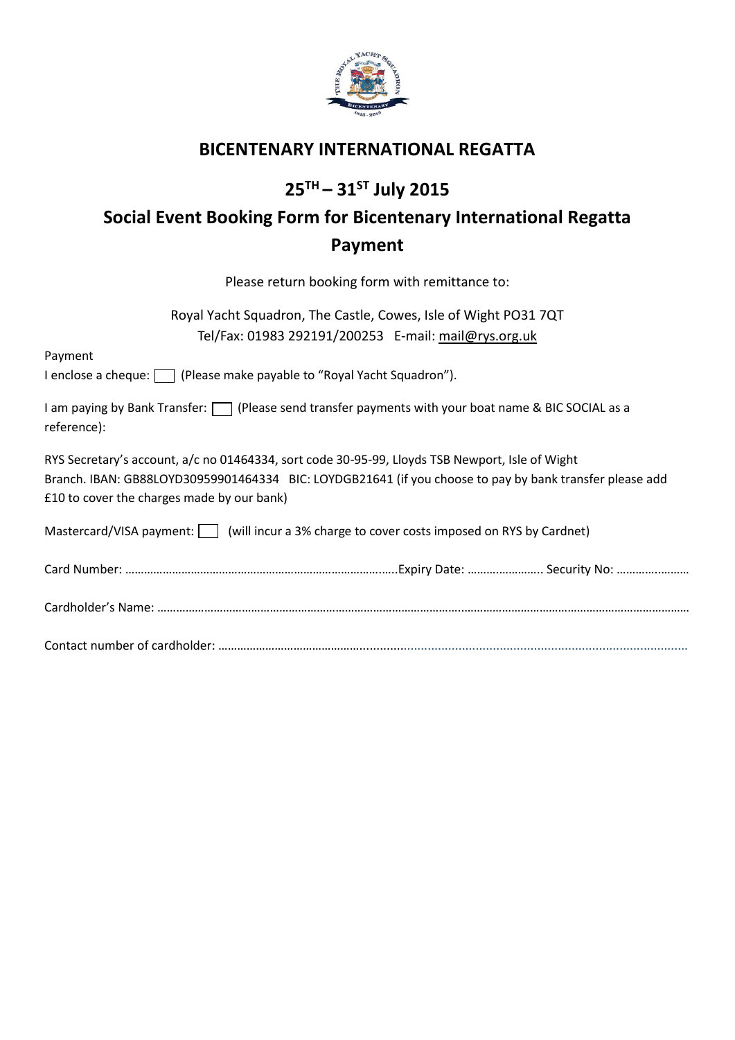## BICENTENARY INTERNATIONAL REGATTA

## 25TH – 31ST July 2015

## Social Event Booking Form for Bicentenary International Regatta Payment

Please return booking form with remittance to:

Royal Yacht Squadron, The Castle, Cowes, Isle of Wight PO31 7QT
Tel/Fax: 01983 292191/200253 E-mail: mail@rys.org.uk

Payment

I enclose a cheque: ☐ (Please make payable to "Royal Yacht Squadron").

I am paying by Bank Transfer: ☐ (Please send transfer payments with your boat name & BIC SOCIAL as a reference):

RYS Secretary's account, a/c no 01464334, sort code 30-95-99, Lloyds TSB Newport, Isle of Wight Branch. IBAN: GB88LOYD30959901464334 BIC: LOYDGB21641 (if you choose to pay by bank transfer please add £10 to cover the charges made by our bank)

Mastercard/VISA payment: ☐ (will incur a 3% charge to cover costs imposed on RYS by Cardnet)

Card Number: ………………………………………………………………………….Expiry Date: ………………….. Security No: ……………………

Cardholder's Name: ……………………………………………………………………………………………………………………………………………

Contact number of cardholder: ………………………………………………………………………………………………………………